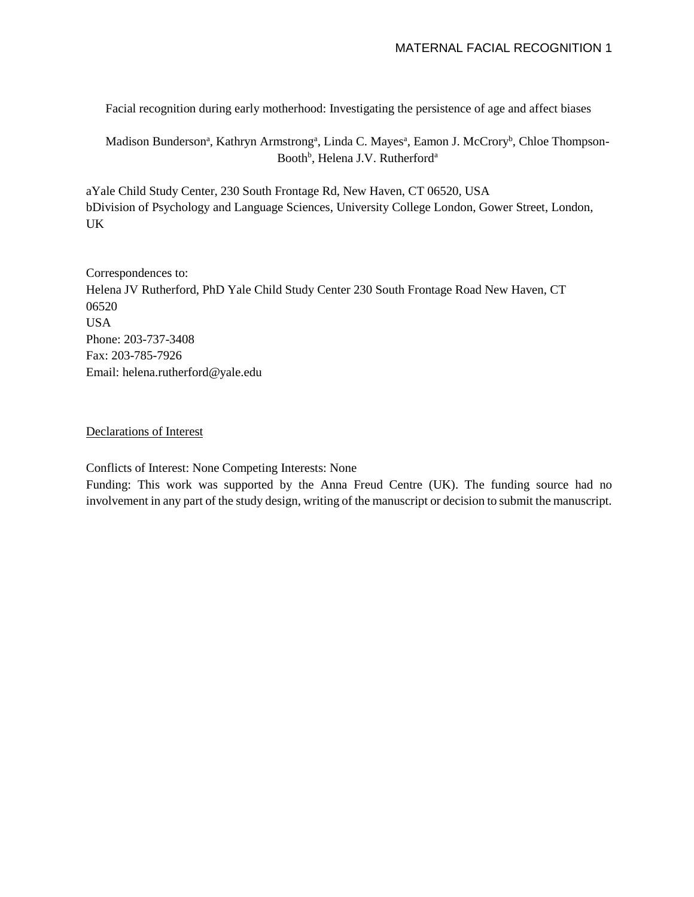# Facial recognition during early motherhood: Investigating the persistence of age and affect biases

Madison Bunderson[a], Kathryn Armstrong[a], Linda C. Mayes[a], Eamon J. McCrory[b], Chloe Thompson-Booth[b], Helena J.V. Rutherford[a]

aYale Child Study Center, 230 South Frontage Rd, New Haven, CT 06520, USA
bDivision of Psychology and Language Sciences, University College London, Gower Street, London, UK

Correspondences to:
Helena JV Rutherford, PhD Yale Child Study Center 230 South Frontage Road New Haven, CT 06520
USA
Phone: 203-737-3408
Fax: 203-785-7926
Email: helena.rutherford@yale.edu

Declarations of Interest

Conflicts of Interest: None Competing Interests: None
Funding: This work was supported by the Anna Freud Centre (UK). The funding source had no involvement in any part of the study design, writing of the manuscript or decision to submit the manuscript.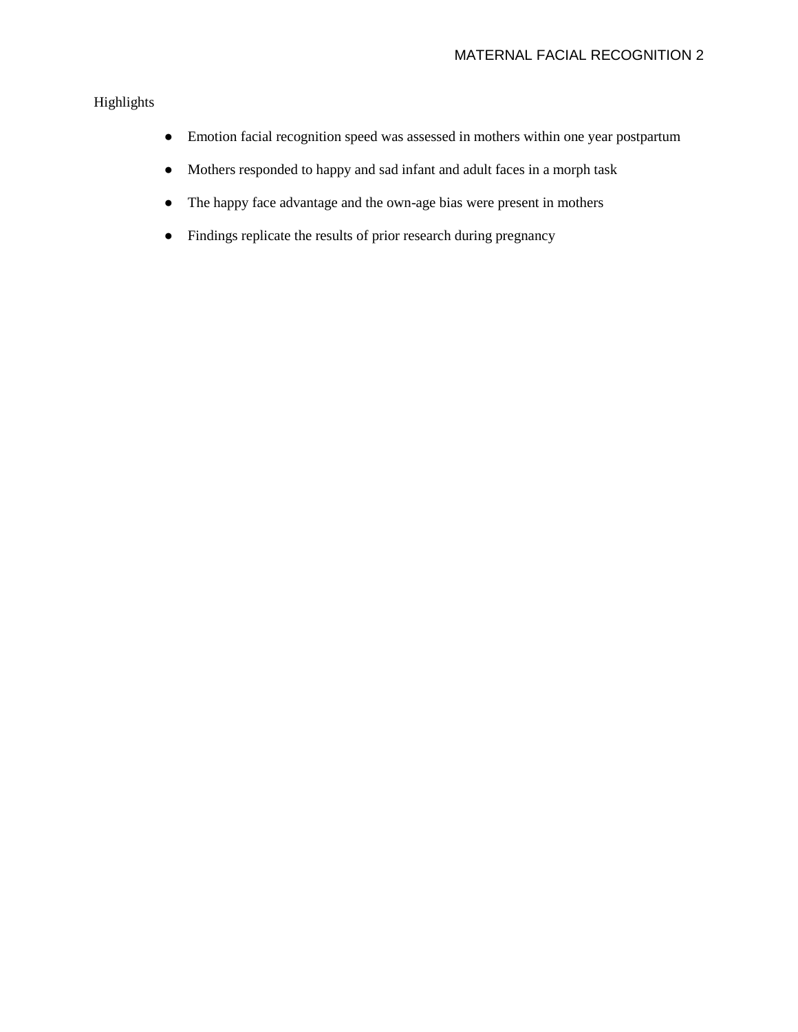Highlights

- Emotion facial recognition speed was assessed in mothers within one year postpartum
- Mothers responded to happy and sad infant and adult faces in a morph task
- The happy face advantage and the own-age bias were present in mothers
- Findings replicate the results of prior research during pregnancy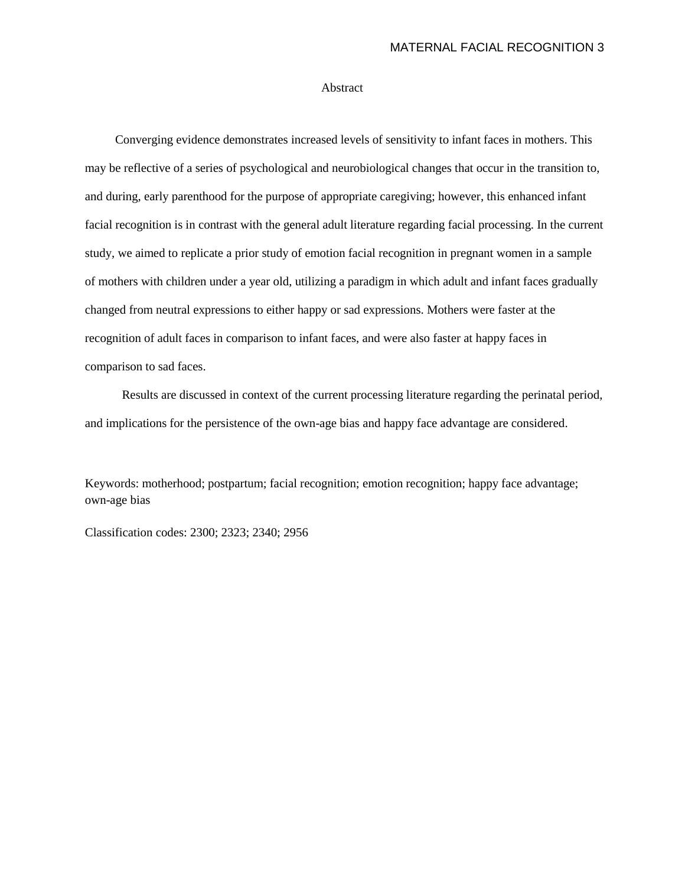# Abstract

Converging evidence demonstrates increased levels of sensitivity to infant faces in mothers. This may be reflective of a series of psychological and neurobiological changes that occur in the transition to, and during, early parenthood for the purpose of appropriate caregiving; however, this enhanced infant facial recognition is in contrast with the general adult literature regarding facial processing. In the current study, we aimed to replicate a prior study of emotion facial recognition in pregnant women in a sample of mothers with children under a year old, utilizing a paradigm in which adult and infant faces gradually changed from neutral expressions to either happy or sad expressions. Mothers were faster at the recognition of adult faces in comparison to infant faces, and were also faster at happy faces in comparison to sad faces.

Results are discussed in context of the current processing literature regarding the perinatal period, and implications for the persistence of the own-age bias and happy face advantage are considered.

Keywords: motherhood; postpartum; facial recognition; emotion recognition; happy face advantage; own-age bias

Classification codes: 2300; 2323; 2340; 2956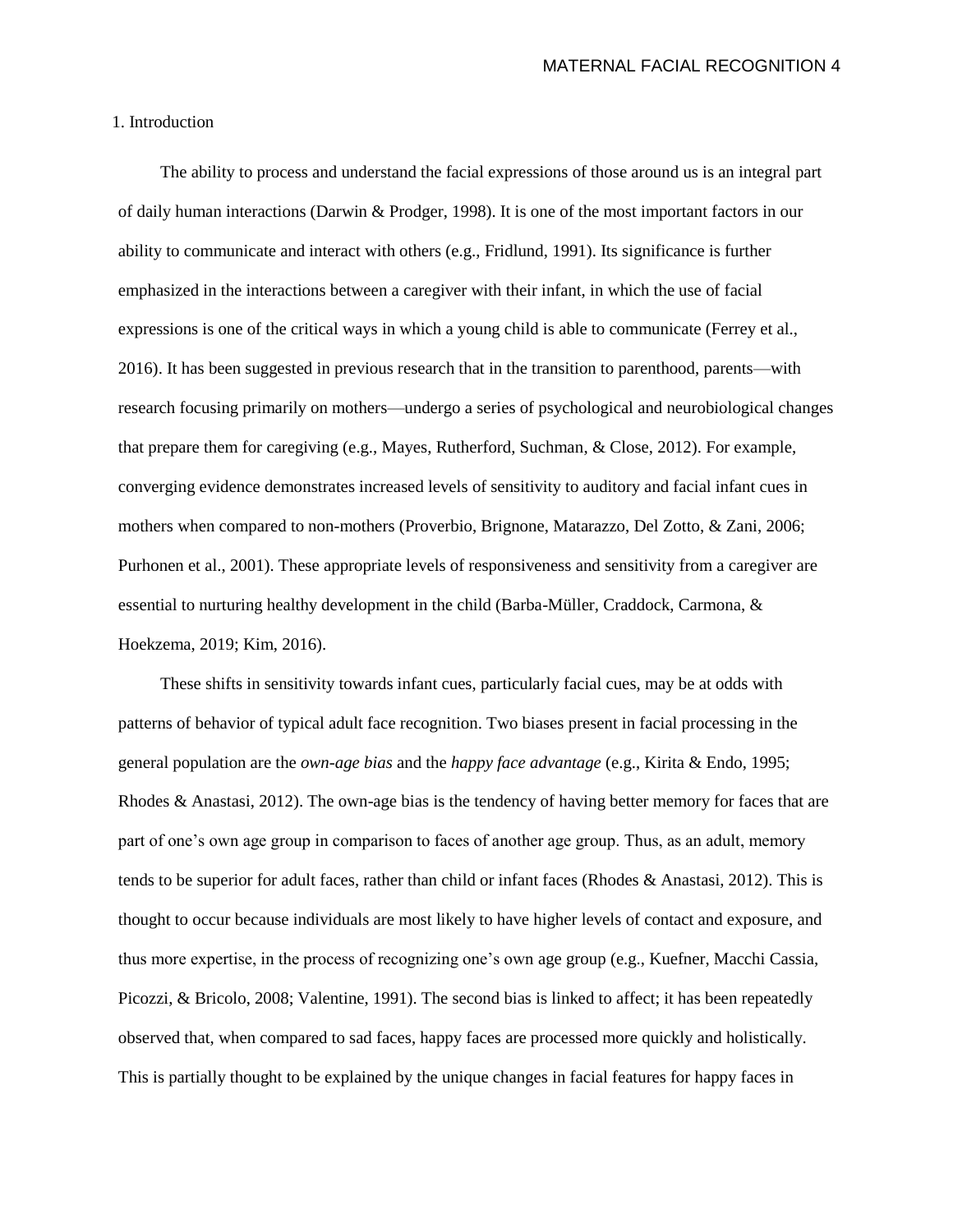## 1. Introduction

The ability to process and understand the facial expressions of those around us is an integral part of daily human interactions (Darwin & Prodger, 1998). It is one of the most important factors in our ability to communicate and interact with others (e.g., Fridlund, 1991). Its significance is further emphasized in the interactions between a caregiver with their infant, in which the use of facial expressions is one of the critical ways in which a young child is able to communicate (Ferrey et al., 2016). It has been suggested in previous research that in the transition to parenthood, parents—with research focusing primarily on mothers—undergo a series of psychological and neurobiological changes that prepare them for caregiving (e.g., Mayes, Rutherford, Suchman, & Close, 2012). For example, converging evidence demonstrates increased levels of sensitivity to auditory and facial infant cues in mothers when compared to non-mothers (Proverbio, Brignone, Matarazzo, Del Zotto, & Zani, 2006; Purhonen et al., 2001). These appropriate levels of responsiveness and sensitivity from a caregiver are essential to nurturing healthy development in the child (Barba-Müller, Craddock, Carmona, & Hoekzema, 2019; Kim, 2016).

These shifts in sensitivity towards infant cues, particularly facial cues, may be at odds with patterns of behavior of typical adult face recognition. Two biases present in facial processing in the general population are the *own-age bias* and the *happy face advantage* (e.g., Kirita & Endo, 1995; Rhodes & Anastasi, 2012). The own-age bias is the tendency of having better memory for faces that are part of one's own age group in comparison to faces of another age group. Thus, as an adult, memory tends to be superior for adult faces, rather than child or infant faces (Rhodes & Anastasi, 2012). This is thought to occur because individuals are most likely to have higher levels of contact and exposure, and thus more expertise, in the process of recognizing one's own age group (e.g., Kuefner, Macchi Cassia, Picozzi, & Bricolo, 2008; Valentine, 1991). The second bias is linked to affect; it has been repeatedly observed that, when compared to sad faces, happy faces are processed more quickly and holistically. This is partially thought to be explained by the unique changes in facial features for happy faces in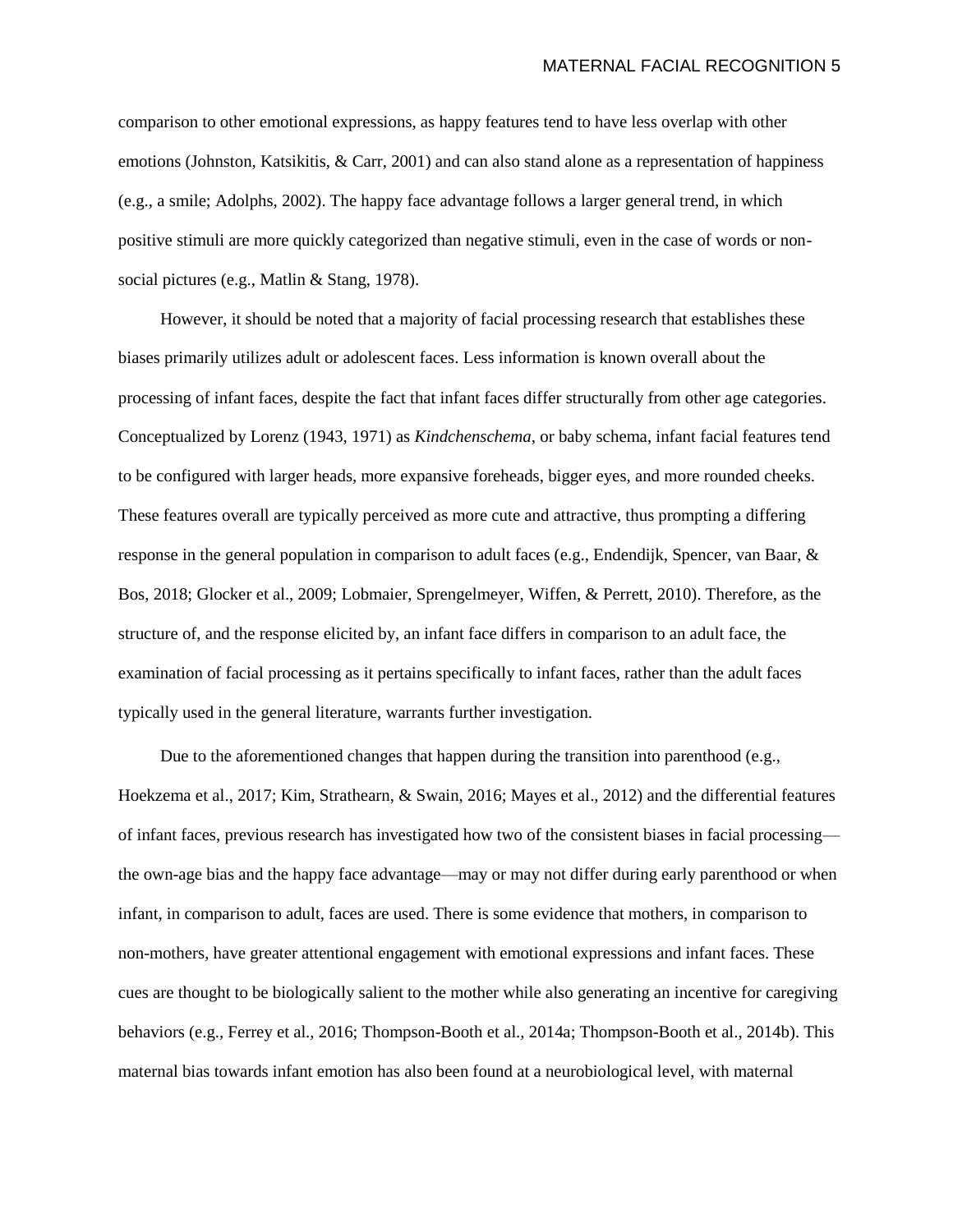comparison to other emotional expressions, as happy features tend to have less overlap with other emotions (Johnston, Katsikitis, & Carr, 2001) and can also stand alone as a representation of happiness (e.g., a smile; Adolphs, 2002). The happy face advantage follows a larger general trend, in which positive stimuli are more quickly categorized than negative stimuli, even in the case of words or non-social pictures (e.g., Matlin & Stang, 1978).

However, it should be noted that a majority of facial processing research that establishes these biases primarily utilizes adult or adolescent faces. Less information is known overall about the processing of infant faces, despite the fact that infant faces differ structurally from other age categories. Conceptualized by Lorenz (1943, 1971) as *Kindchenschema*, or baby schema, infant facial features tend to be configured with larger heads, more expansive foreheads, bigger eyes, and more rounded cheeks. These features overall are typically perceived as more cute and attractive, thus prompting a differing response in the general population in comparison to adult faces (e.g., Endendijk, Spencer, van Baar, & Bos, 2018; Glocker et al., 2009; Lobmaier, Sprengelmeyer, Wiffen, & Perrett, 2010). Therefore, as the structure of, and the response elicited by, an infant face differs in comparison to an adult face, the examination of facial processing as it pertains specifically to infant faces, rather than the adult faces typically used in the general literature, warrants further investigation.

Due to the aforementioned changes that happen during the transition into parenthood (e.g., Hoekzema et al., 2017; Kim, Strathearn, & Swain, 2016; Mayes et al., 2012) and the differential features of infant faces, previous research has investigated how two of the consistent biases in facial processing—the own-age bias and the happy face advantage—may or may not differ during early parenthood or when infant, in comparison to adult, faces are used. There is some evidence that mothers, in comparison to non-mothers, have greater attentional engagement with emotional expressions and infant faces. These cues are thought to be biologically salient to the mother while also generating an incentive for caregiving behaviors (e.g., Ferrey et al., 2016; Thompson-Booth et al., 2014a; Thompson-Booth et al., 2014b). This maternal bias towards infant emotion has also been found at a neurobiological level, with maternal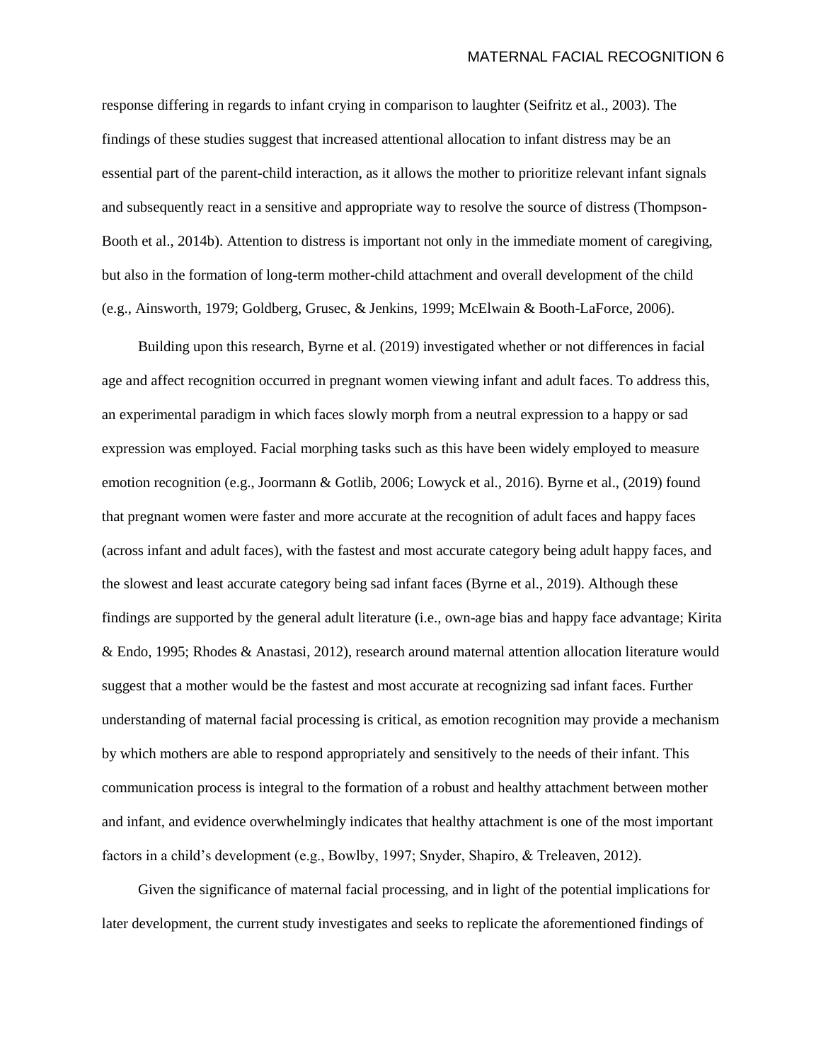response differing in regards to infant crying in comparison to laughter (Seifritz et al., 2003). The findings of these studies suggest that increased attentional allocation to infant distress may be an essential part of the parent-child interaction, as it allows the mother to prioritize relevant infant signals and subsequently react in a sensitive and appropriate way to resolve the source of distress (Thompson-Booth et al., 2014b). Attention to distress is important not only in the immediate moment of caregiving, but also in the formation of long-term mother-child attachment and overall development of the child (e.g., Ainsworth, 1979; Goldberg, Grusec, & Jenkins, 1999; McElwain & Booth-LaForce, 2006).

Building upon this research, Byrne et al. (2019) investigated whether or not differences in facial age and affect recognition occurred in pregnant women viewing infant and adult faces. To address this, an experimental paradigm in which faces slowly morph from a neutral expression to a happy or sad expression was employed. Facial morphing tasks such as this have been widely employed to measure emotion recognition (e.g., Joormann & Gotlib, 2006; Lowyck et al., 2016). Byrne et al., (2019) found that pregnant women were faster and more accurate at the recognition of adult faces and happy faces (across infant and adult faces), with the fastest and most accurate category being adult happy faces, and the slowest and least accurate category being sad infant faces (Byrne et al., 2019). Although these findings are supported by the general adult literature (i.e., own-age bias and happy face advantage; Kirita & Endo, 1995; Rhodes & Anastasi, 2012), research around maternal attention allocation literature would suggest that a mother would be the fastest and most accurate at recognizing sad infant faces. Further understanding of maternal facial processing is critical, as emotion recognition may provide a mechanism by which mothers are able to respond appropriately and sensitively to the needs of their infant. This communication process is integral to the formation of a robust and healthy attachment between mother and infant, and evidence overwhelmingly indicates that healthy attachment is one of the most important factors in a child's development (e.g., Bowlby, 1997; Snyder, Shapiro, & Treleaven, 2012).

Given the significance of maternal facial processing, and in light of the potential implications for later development, the current study investigates and seeks to replicate the aforementioned findings of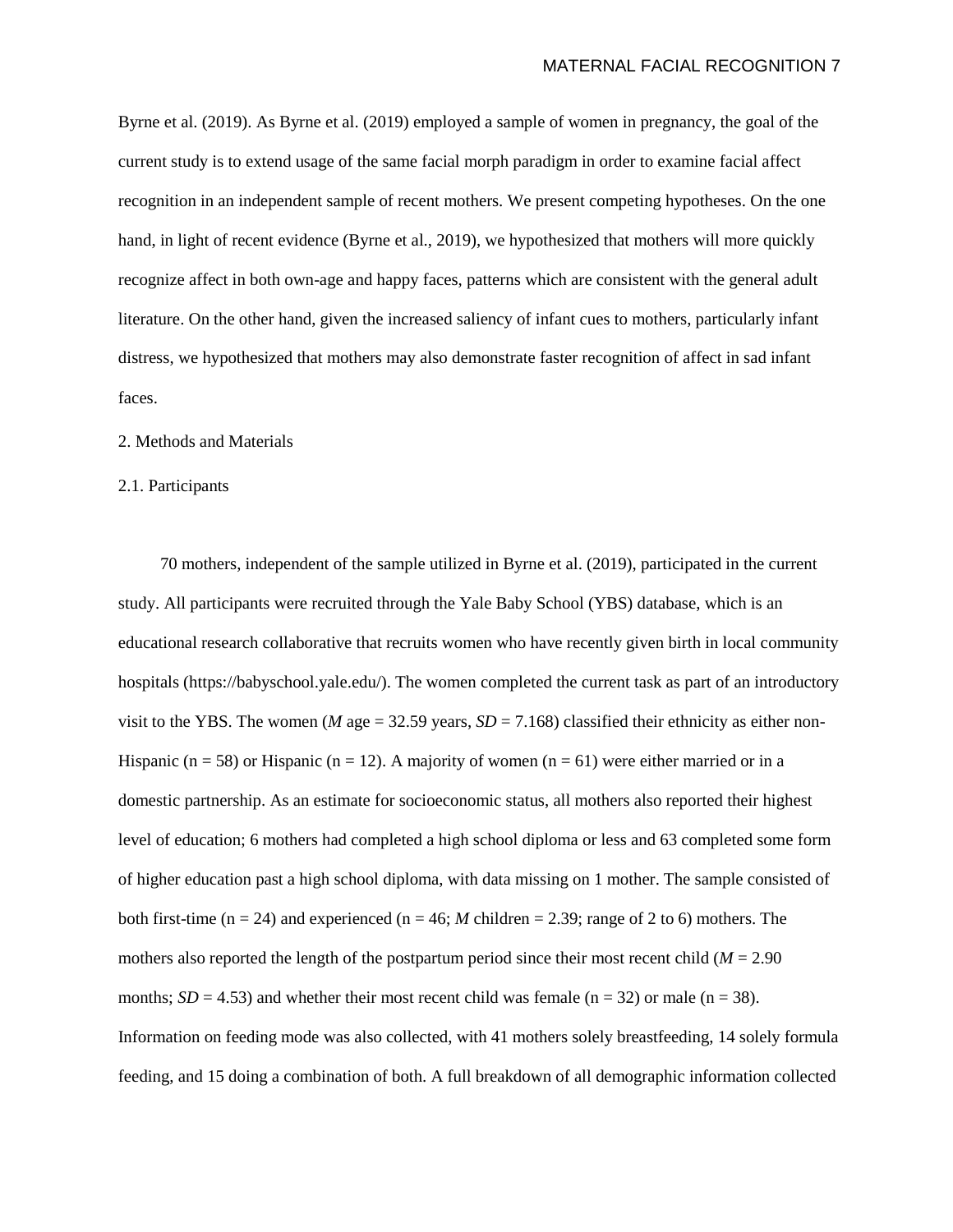Byrne et al. (2019). As Byrne et al. (2019) employed a sample of women in pregnancy, the goal of the current study is to extend usage of the same facial morph paradigm in order to examine facial affect recognition in an independent sample of recent mothers. We present competing hypotheses. On the one hand, in light of recent evidence (Byrne et al., 2019), we hypothesized that mothers will more quickly recognize affect in both own-age and happy faces, patterns which are consistent with the general adult literature. On the other hand, given the increased saliency of infant cues to mothers, particularly infant distress, we hypothesized that mothers may also demonstrate faster recognition of affect in sad infant faces.

## 2. Methods and Materials

### 2.1. Participants

70 mothers, independent of the sample utilized in Byrne et al. (2019), participated in the current study. All participants were recruited through the Yale Baby School (YBS) database, which is an educational research collaborative that recruits women who have recently given birth in local community hospitals (https://babyschool.yale.edu/). The women completed the current task as part of an introductory visit to the YBS. The women (*M* age = 32.59 years, *SD* = 7.168) classified their ethnicity as either non-Hispanic (n = 58) or Hispanic (n = 12). A majority of women (n = 61) were either married or in a domestic partnership. As an estimate for socioeconomic status, all mothers also reported their highest level of education; 6 mothers had completed a high school diploma or less and 63 completed some form of higher education past a high school diploma, with data missing on 1 mother. The sample consisted of both first-time (n = 24) and experienced (n = 46; *M* children = 2.39; range of 2 to 6) mothers. The mothers also reported the length of the postpartum period since their most recent child (*M* = 2.90 months; *SD* = 4.53) and whether their most recent child was female (n = 32) or male (n = 38). Information on feeding mode was also collected, with 41 mothers solely breastfeeding, 14 solely formula feeding, and 15 doing a combination of both. A full breakdown of all demographic information collected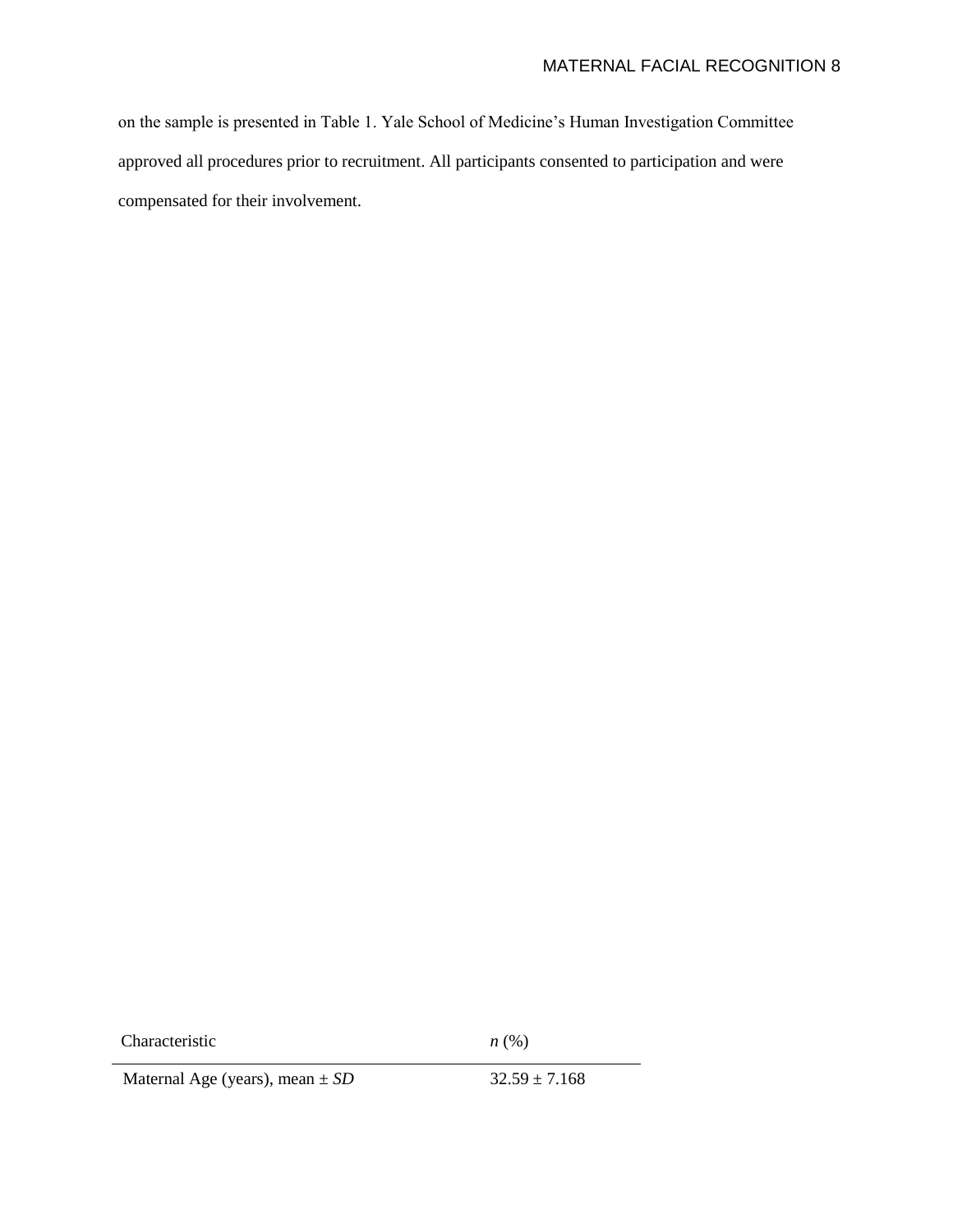on the sample is presented in Table 1. Yale School of Medicine's Human Investigation Committee approved all procedures prior to recruitment. All participants consented to participation and were compensated for their involvement.

| Characteristic | *n* (%) |
|---|---|
| Maternal Age (years), mean ± *SD* | 32.59 ± 7.168 |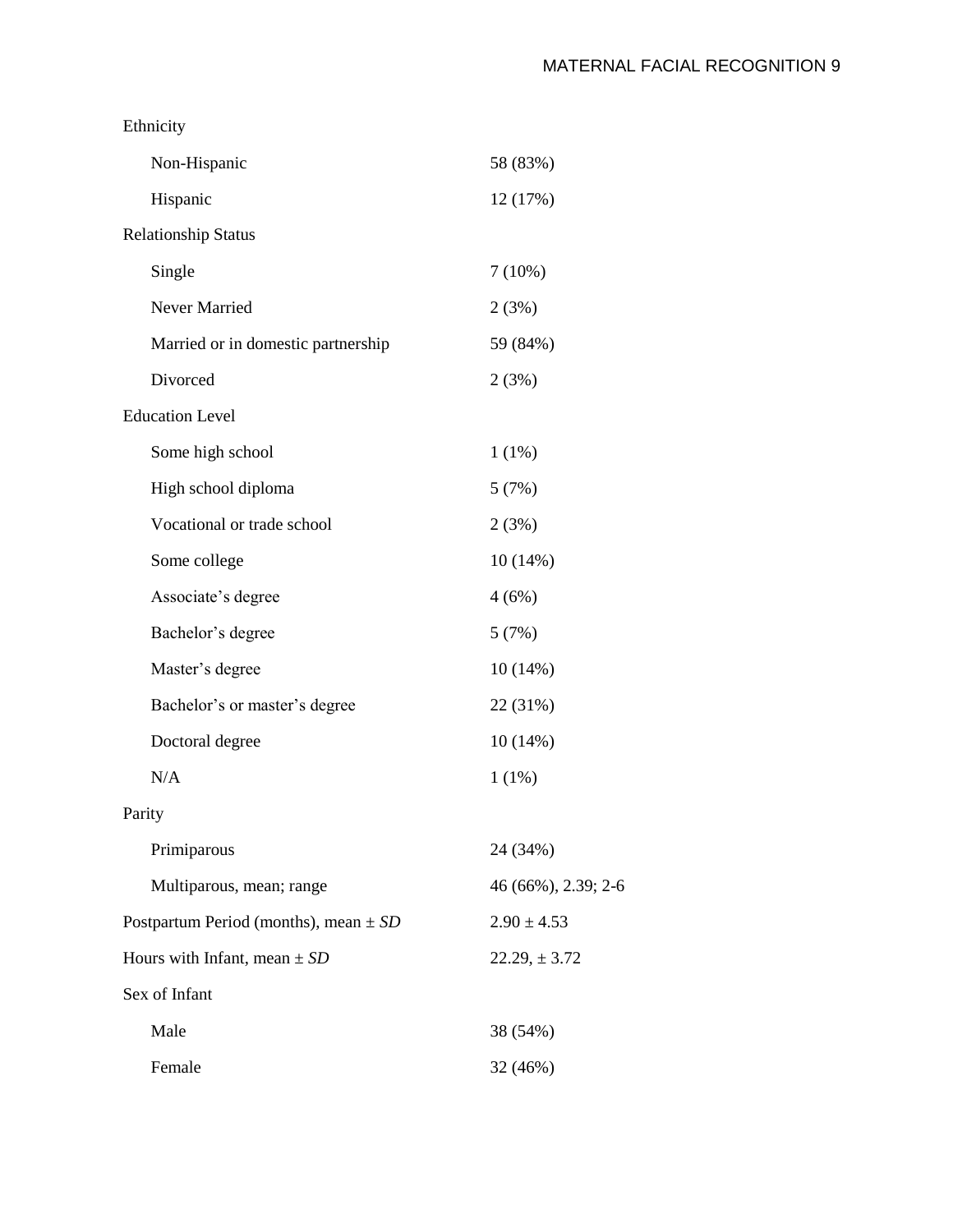| | |
|---|---|
| Ethnicity | |
| Non-Hispanic | 58 (83%) |
| Hispanic | 12 (17%) |
| Relationship Status | |
| Single | 7 (10%) |
| Never Married | 2 (3%) |
| Married or in domestic partnership | 59 (84%) |
| Divorced | 2 (3%) |
| Education Level | |
| Some high school | 1 (1%) |
| High school diploma | 5 (7%) |
| Vocational or trade school | 2 (3%) |
| Some college | 10 (14%) |
| Associate's degree | 4 (6%) |
| Bachelor's degree | 5 (7%) |
| Master's degree | 10 (14%) |
| Bachelor's or master's degree | 22 (31%) |
| Doctoral degree | 10 (14%) |
| N/A | 1 (1%) |
| Parity | |
| Primiparous | 24 (34%) |
| Multiparous, mean; range | 46 (66%), 2.39; 2-6 |
| Postpartum Period (months), mean ± *SD* | 2.90 ± 4.53 |
| Hours with Infant, mean ± *SD* | 22.29, ± 3.72 |
| Sex of Infant | |
| Male | 38 (54%) |
| Female | 32 (46%) |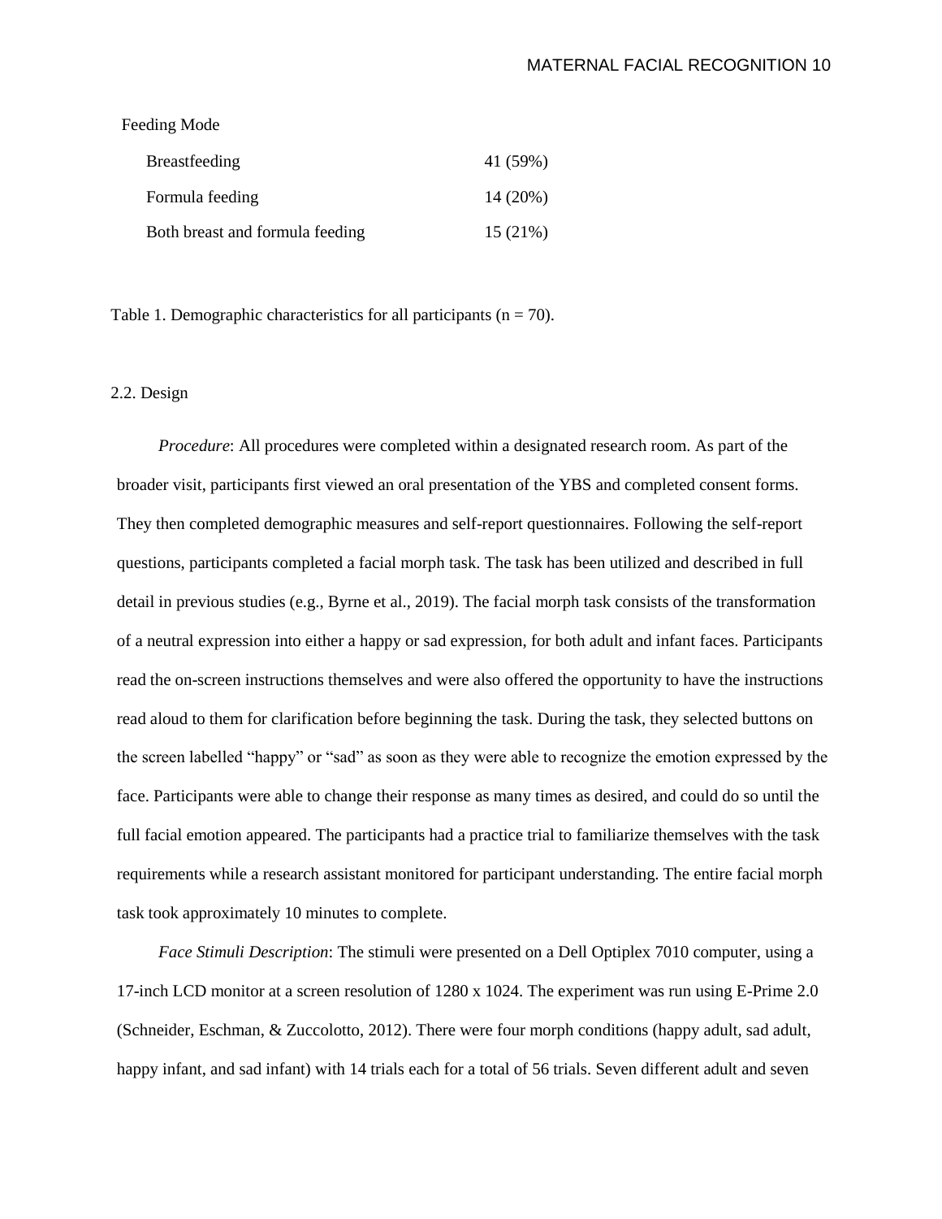| | |
|---|---|
| Feeding Mode | |
| Breastfeeding | 41 (59%) |
| Formula feeding | 14 (20%) |
| Both breast and formula feeding | 15 (21%) |

Table 1. Demographic characteristics for all participants (n = 70).

## 2.2. Design

*Procedure*: All procedures were completed within a designated research room. As part of the broader visit, participants first viewed an oral presentation of the YBS and completed consent forms. They then completed demographic measures and self-report questionnaires. Following the self-report questions, participants completed a facial morph task. The task has been utilized and described in full detail in previous studies (e.g., Byrne et al., 2019). The facial morph task consists of the transformation of a neutral expression into either a happy or sad expression, for both adult and infant faces. Participants read the on-screen instructions themselves and were also offered the opportunity to have the instructions read aloud to them for clarification before beginning the task. During the task, they selected buttons on the screen labelled "happy" or "sad" as soon as they were able to recognize the emotion expressed by the face. Participants were able to change their response as many times as desired, and could do so until the full facial emotion appeared. The participants had a practice trial to familiarize themselves with the task requirements while a research assistant monitored for participant understanding. The entire facial morph task took approximately 10 minutes to complete.

*Face Stimuli Description*: The stimuli were presented on a Dell Optiplex 7010 computer, using a 17-inch LCD monitor at a screen resolution of 1280 x 1024. The experiment was run using E-Prime 2.0 (Schneider, Eschman, & Zuccolotto, 2012). There were four morph conditions (happy adult, sad adult, happy infant, and sad infant) with 14 trials each for a total of 56 trials. Seven different adult and seven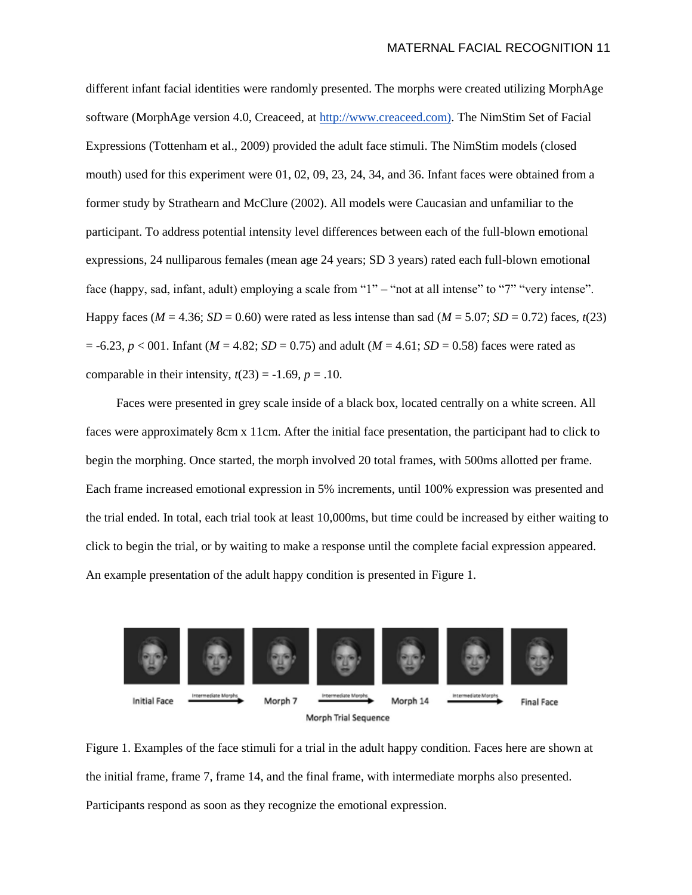different infant facial identities were randomly presented. The morphs were created utilizing MorphAge software (MorphAge version 4.0, Creaceed, at http://www.creaceed.com). The NimStim Set of Facial Expressions (Tottenham et al., 2009) provided the adult face stimuli. The NimStim models (closed mouth) used for this experiment were 01, 02, 09, 23, 24, 34, and 36. Infant faces were obtained from a former study by Strathearn and McClure (2002). All models were Caucasian and unfamiliar to the participant. To address potential intensity level differences between each of the full-blown emotional expressions, 24 nulliparous females (mean age 24 years; SD 3 years) rated each full-blown emotional face (happy, sad, infant, adult) employing a scale from "1" – "not at all intense" to "7" "very intense". Happy faces ($M$ = 4.36; $SD$ = 0.60) were rated as less intense than sad ($M$ = 5.07; $SD$ = 0.72) faces, $t(23) = -6.23$, $p <$ 001. Infant ($M$ = 4.82; $SD$ = 0.75) and adult ($M$ = 4.61; $SD$ = 0.58) faces were rated as comparable in their intensity, $t(23) = -1.69$, $p = .10$.

Faces were presented in grey scale inside of a black box, located centrally on a white screen. All faces were approximately 8cm x 11cm. After the initial face presentation, the participant had to click to begin the morphing. Once started, the morph involved 20 total frames, with 500ms allotted per frame. Each frame increased emotional expression in 5% increments, until 100% expression was presented and the trial ended. In total, each trial took at least 10,000ms, but time could be increased by either waiting to click to begin the trial, or by waiting to make a response until the complete facial expression appeared. An example presentation of the adult happy condition is presented in Figure 1.

Figure 1. Examples of the face stimuli for a trial in the adult happy condition. Faces here are shown at the initial frame, frame 7, frame 14, and the final frame, with intermediate morphs also presented. Participants respond as soon as they recognize the emotional expression.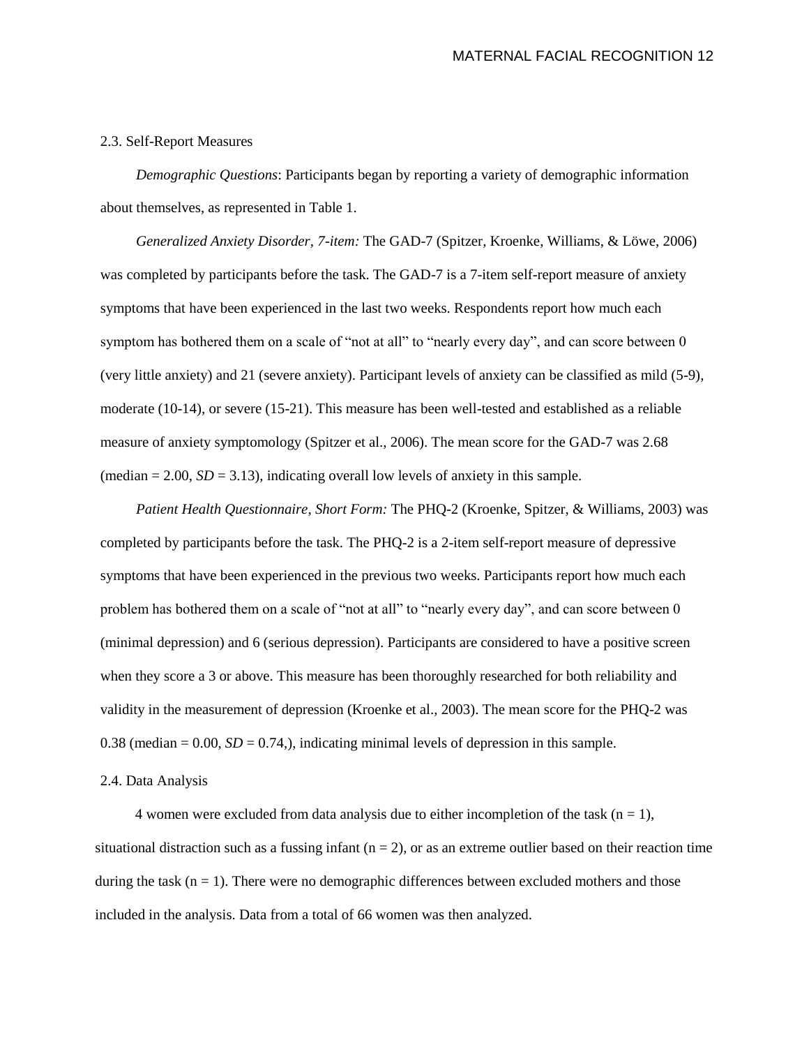### 2.3. Self-Report Measures

*Demographic Questions*: Participants began by reporting a variety of demographic information about themselves, as represented in Table 1.

*Generalized Anxiety Disorder, 7-item:* The GAD-7 (Spitzer, Kroenke, Williams, & Löwe, 2006) was completed by participants before the task. The GAD-7 is a 7-item self-report measure of anxiety symptoms that have been experienced in the last two weeks. Respondents report how much each symptom has bothered them on a scale of "not at all" to "nearly every day", and can score between 0 (very little anxiety) and 21 (severe anxiety). Participant levels of anxiety can be classified as mild (5-9), moderate (10-14), or severe (15-21). This measure has been well-tested and established as a reliable measure of anxiety symptomology (Spitzer et al., 2006). The mean score for the GAD-7 was 2.68 (median = 2.00, *SD* = 3.13), indicating overall low levels of anxiety in this sample.

*Patient Health Questionnaire, Short Form:* The PHQ-2 (Kroenke, Spitzer, & Williams, 2003) was completed by participants before the task. The PHQ-2 is a 2-item self-report measure of depressive symptoms that have been experienced in the previous two weeks. Participants report how much each problem has bothered them on a scale of "not at all" to "nearly every day", and can score between 0 (minimal depression) and 6 (serious depression). Participants are considered to have a positive screen when they score a 3 or above. This measure has been thoroughly researched for both reliability and validity in the measurement of depression (Kroenke et al., 2003). The mean score for the PHQ-2 was 0.38 (median = 0.00, *SD* = 0.74,), indicating minimal levels of depression in this sample.

### 2.4. Data Analysis

4 women were excluded from data analysis due to either incompletion of the task (n = 1), situational distraction such as a fussing infant (n = 2), or as an extreme outlier based on their reaction time during the task (n = 1). There were no demographic differences between excluded mothers and those included in the analysis. Data from a total of 66 women was then analyzed.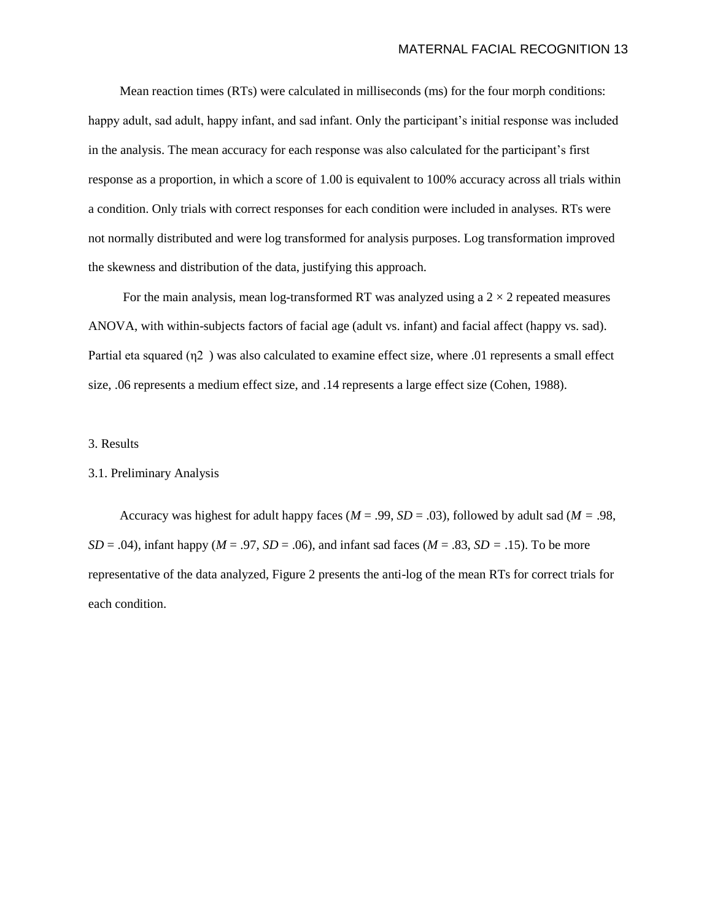Mean reaction times (RTs) were calculated in milliseconds (ms) for the four morph conditions: happy adult, sad adult, happy infant, and sad infant. Only the participant's initial response was included in the analysis. The mean accuracy for each response was also calculated for the participant's first response as a proportion, in which a score of 1.00 is equivalent to 100% accuracy across all trials within a condition. Only trials with correct responses for each condition were included in analyses. RTs were not normally distributed and were log transformed for analysis purposes. Log transformation improved the skewness and distribution of the data, justifying this approach.

For the main analysis, mean log-transformed RT was analyzed using a $2 \times 2$ repeated measures ANOVA, with within-subjects factors of facial age (adult vs. infant) and facial affect (happy vs. sad). Partial eta squared ($\eta^2$) was also calculated to examine effect size, where .01 represents a small effect size, .06 represents a medium effect size, and .14 represents a large effect size (Cohen, 1988).

## 3. Results

### 3.1. Preliminary Analysis

Accuracy was highest for adult happy faces (*M* = .99, *SD* = .03), followed by adult sad (*M* = .98, *SD* = .04), infant happy (*M* = .97, *SD* = .06), and infant sad faces (*M* = .83, *SD* = .15). To be more representative of the data analyzed, Figure 2 presents the anti-log of the mean RTs for correct trials for each condition.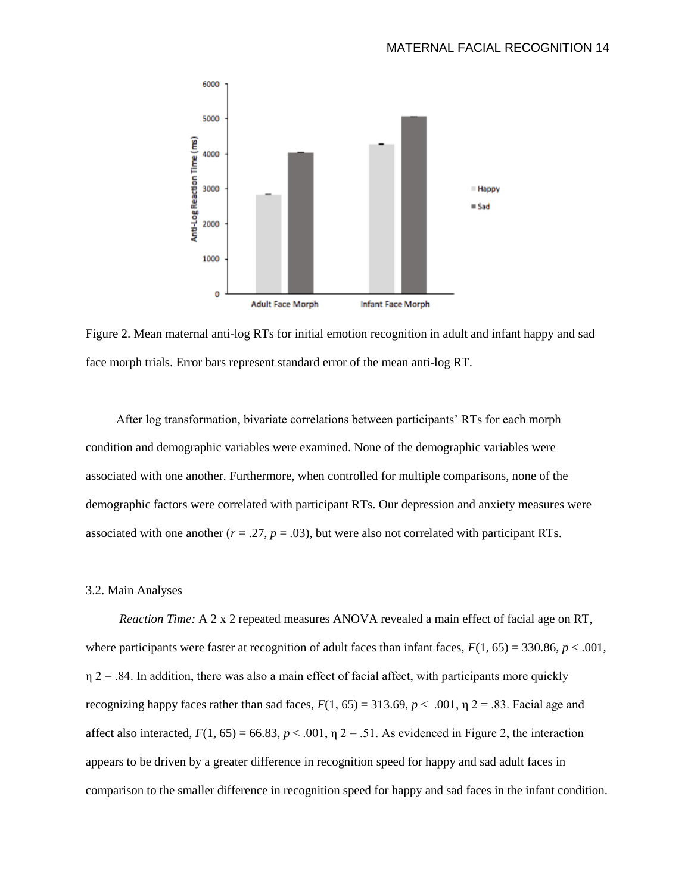Figure 2. Mean maternal anti-log RTs for initial emotion recognition in adult and infant happy and sad face morph trials. Error bars represent standard error of the mean anti-log RT.

After log transformation, bivariate correlations between participants' RTs for each morph condition and demographic variables were examined. None of the demographic variables were associated with one another. Furthermore, when controlled for multiple comparisons, none of the demographic factors were correlated with participant RTs. Our depression and anxiety measures were associated with one another ($r = .27$, $p = .03$), but were also not correlated with participant RTs.

3.2. Main Analyses

*Reaction Time:* A 2 x 2 repeated measures ANOVA revealed a main effect of facial age on RT, where participants were faster at recognition of adult faces than infant faces, $F(1, 65) = 330.86$, $p < .001$, $\eta^2 = .84$. In addition, there was also a main effect of facial affect, with participants more quickly recognizing happy faces rather than sad faces, $F(1, 65) = 313.69$, $p < .001$, $\eta^2 = .83$. Facial age and affect also interacted, $F(1, 65) = 66.83$, $p < .001$, $\eta^2 = .51$. As evidenced in Figure 2, the interaction appears to be driven by a greater difference in recognition speed for happy and sad adult faces in comparison to the smaller difference in recognition speed for happy and sad faces in the infant condition.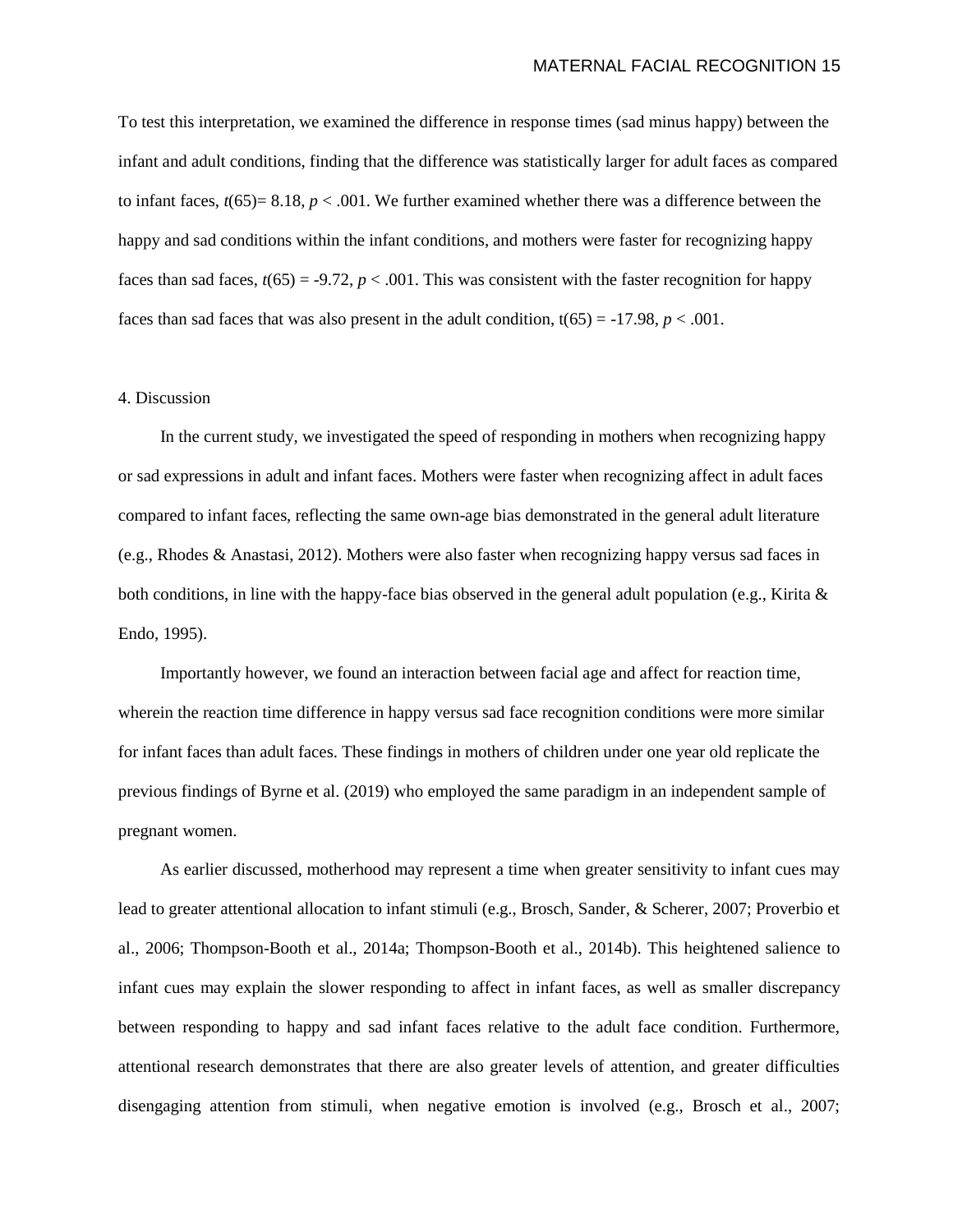To test this interpretation, we examined the difference in response times (sad minus happy) between the infant and adult conditions, finding that the difference was statistically larger for adult faces as compared to infant faces, $t(65) = 8.18$, $p < .001$. We further examined whether there was a difference between the happy and sad conditions within the infant conditions, and mothers were faster for recognizing happy faces than sad faces, $t(65) = -9.72$, $p < .001$. This was consistent with the faster recognition for happy faces than sad faces that was also present in the adult condition, $t(65) = -17.98$, $p < .001$.

## 4. Discussion

In the current study, we investigated the speed of responding in mothers when recognizing happy or sad expressions in adult and infant faces. Mothers were faster when recognizing affect in adult faces compared to infant faces, reflecting the same own-age bias demonstrated in the general adult literature (e.g., Rhodes & Anastasi, 2012). Mothers were also faster when recognizing happy versus sad faces in both conditions, in line with the happy-face bias observed in the general adult population (e.g., Kirita & Endo, 1995).

Importantly however, we found an interaction between facial age and affect for reaction time, wherein the reaction time difference in happy versus sad face recognition conditions were more similar for infant faces than adult faces. These findings in mothers of children under one year old replicate the previous findings of Byrne et al. (2019) who employed the same paradigm in an independent sample of pregnant women.

As earlier discussed, motherhood may represent a time when greater sensitivity to infant cues may lead to greater attentional allocation to infant stimuli (e.g., Brosch, Sander, & Scherer, 2007; Proverbio et al., 2006; Thompson-Booth et al., 2014a; Thompson-Booth et al., 2014b). This heightened salience to infant cues may explain the slower responding to affect in infant faces, as well as smaller discrepancy between responding to happy and sad infant faces relative to the adult face condition. Furthermore, attentional research demonstrates that there are also greater levels of attention, and greater difficulties disengaging attention from stimuli, when negative emotion is involved (e.g., Brosch et al., 2007;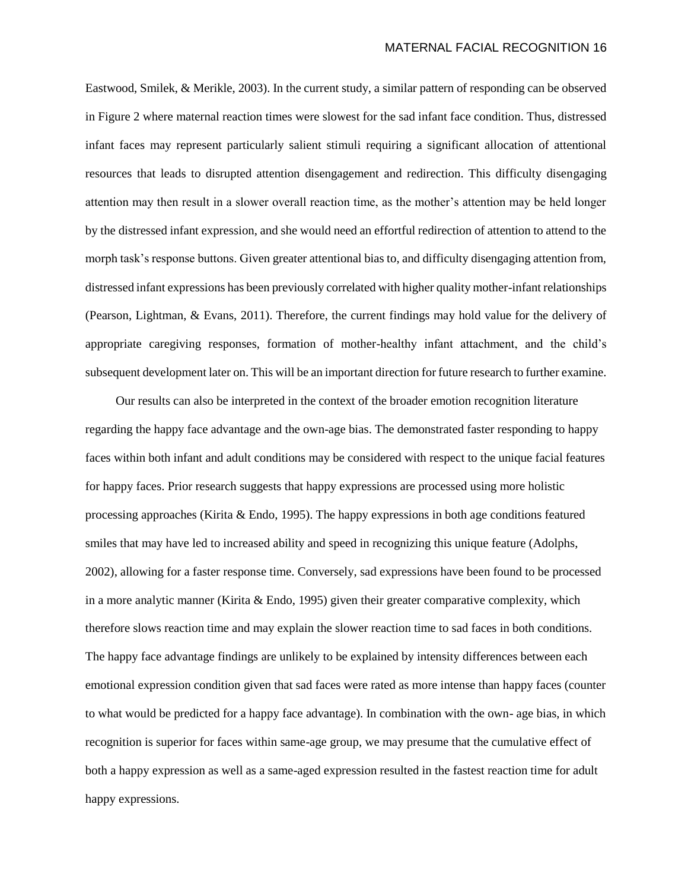Eastwood, Smilek, & Merikle, 2003). In the current study, a similar pattern of responding can be observed in Figure 2 where maternal reaction times were slowest for the sad infant face condition. Thus, distressed infant faces may represent particularly salient stimuli requiring a significant allocation of attentional resources that leads to disrupted attention disengagement and redirection. This difficulty disengaging attention may then result in a slower overall reaction time, as the mother's attention may be held longer by the distressed infant expression, and she would need an effortful redirection of attention to attend to the morph task's response buttons. Given greater attentional bias to, and difficulty disengaging attention from, distressed infant expressions has been previously correlated with higher quality mother-infant relationships (Pearson, Lightman, & Evans, 2011). Therefore, the current findings may hold value for the delivery of appropriate caregiving responses, formation of mother-healthy infant attachment, and the child's subsequent development later on. This will be an important direction for future research to further examine.

Our results can also be interpreted in the context of the broader emotion recognition literature regarding the happy face advantage and the own-age bias. The demonstrated faster responding to happy faces within both infant and adult conditions may be considered with respect to the unique facial features for happy faces. Prior research suggests that happy expressions are processed using more holistic processing approaches (Kirita & Endo, 1995). The happy expressions in both age conditions featured smiles that may have led to increased ability and speed in recognizing this unique feature (Adolphs, 2002), allowing for a faster response time. Conversely, sad expressions have been found to be processed in a more analytic manner (Kirita & Endo, 1995) given their greater comparative complexity, which therefore slows reaction time and may explain the slower reaction time to sad faces in both conditions. The happy face advantage findings are unlikely to be explained by intensity differences between each emotional expression condition given that sad faces were rated as more intense than happy faces (counter to what would be predicted for a happy face advantage). In combination with the own- age bias, in which recognition is superior for faces within same-age group, we may presume that the cumulative effect of both a happy expression as well as a same-aged expression resulted in the fastest reaction time for adult happy expressions.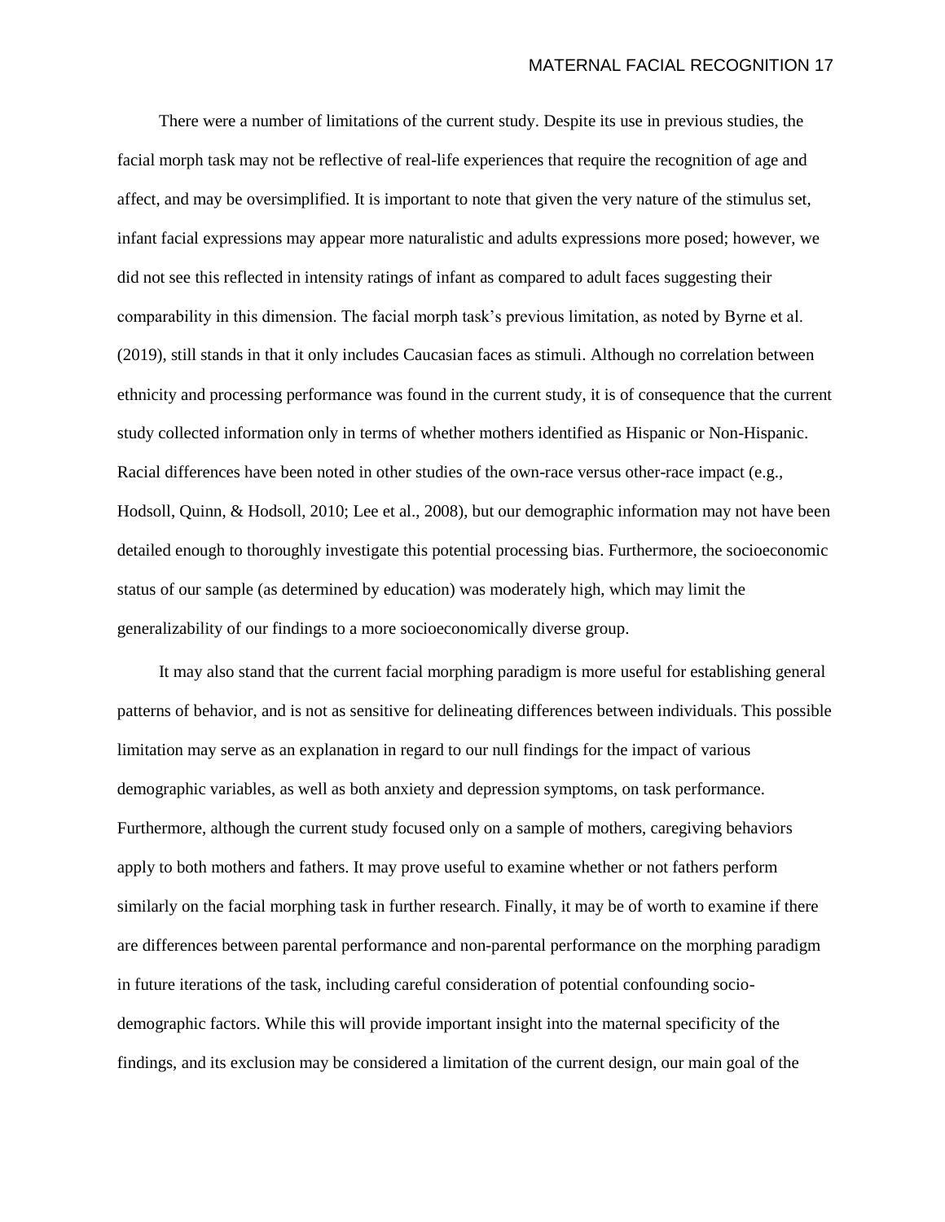There were a number of limitations of the current study. Despite its use in previous studies, the facial morph task may not be reflective of real-life experiences that require the recognition of age and affect, and may be oversimplified. It is important to note that given the very nature of the stimulus set, infant facial expressions may appear more naturalistic and adults expressions more posed; however, we did not see this reflected in intensity ratings of infant as compared to adult faces suggesting their comparability in this dimension. The facial morph task's previous limitation, as noted by Byrne et al. (2019), still stands in that it only includes Caucasian faces as stimuli. Although no correlation between ethnicity and processing performance was found in the current study, it is of consequence that the current study collected information only in terms of whether mothers identified as Hispanic or Non-Hispanic. Racial differences have been noted in other studies of the own-race versus other-race impact (e.g., Hodsoll, Quinn, & Hodsoll, 2010; Lee et al., 2008), but our demographic information may not have been detailed enough to thoroughly investigate this potential processing bias. Furthermore, the socioeconomic status of our sample (as determined by education) was moderately high, which may limit the generalizability of our findings to a more socioeconomically diverse group.

It may also stand that the current facial morphing paradigm is more useful for establishing general patterns of behavior, and is not as sensitive for delineating differences between individuals. This possible limitation may serve as an explanation in regard to our null findings for the impact of various demographic variables, as well as both anxiety and depression symptoms, on task performance. Furthermore, although the current study focused only on a sample of mothers, caregiving behaviors apply to both mothers and fathers. It may prove useful to examine whether or not fathers perform similarly on the facial morphing task in further research. Finally, it may be of worth to examine if there are differences between parental performance and non-parental performance on the morphing paradigm in future iterations of the task, including careful consideration of potential confounding socio-demographic factors. While this will provide important insight into the maternal specificity of the findings, and its exclusion may be considered a limitation of the current design, our main goal of the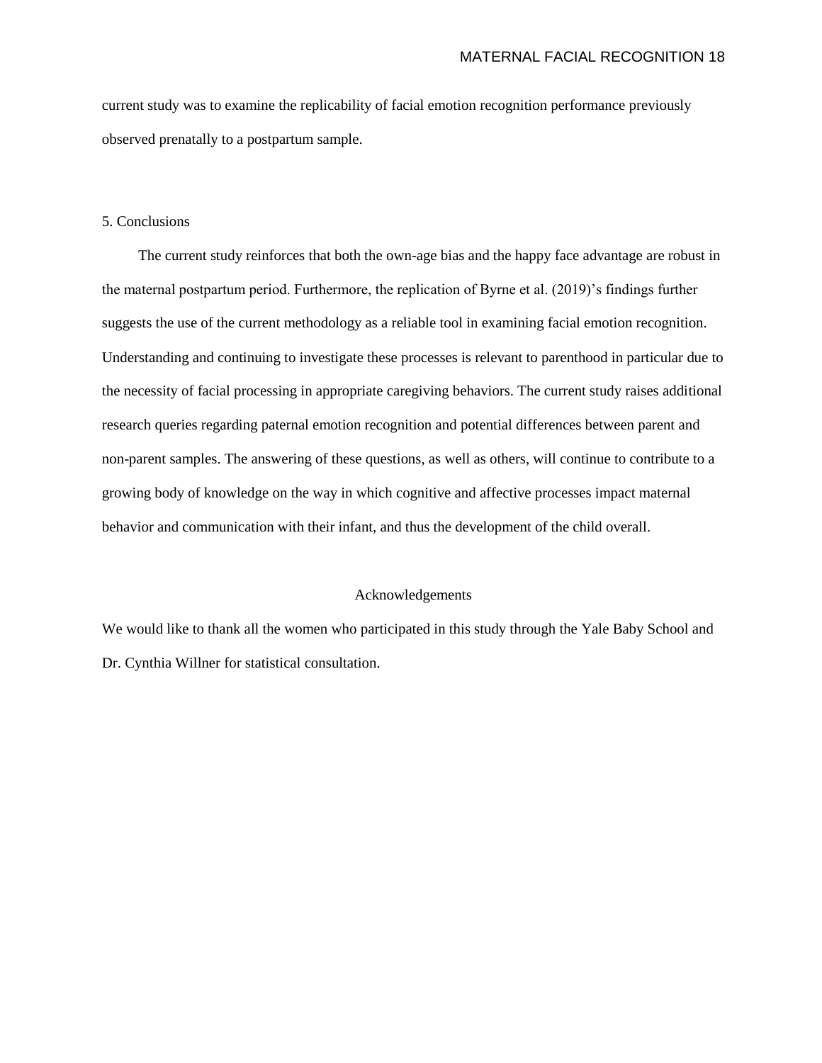current study was to examine the replicability of facial emotion recognition performance previously observed prenatally to a postpartum sample.

## 5. Conclusions

The current study reinforces that both the own-age bias and the happy face advantage are robust in the maternal postpartum period. Furthermore, the replication of Byrne et al. (2019)'s findings further suggests the use of the current methodology as a reliable tool in examining facial emotion recognition. Understanding and continuing to investigate these processes is relevant to parenthood in particular due to the necessity of facial processing in appropriate caregiving behaviors. The current study raises additional research queries regarding paternal emotion recognition and potential differences between parent and non-parent samples. The answering of these questions, as well as others, will continue to contribute to a growing body of knowledge on the way in which cognitive and affective processes impact maternal behavior and communication with their infant, and thus the development of the child overall.

## Acknowledgements

We would like to thank all the women who participated in this study through the Yale Baby School and Dr. Cynthia Willner for statistical consultation.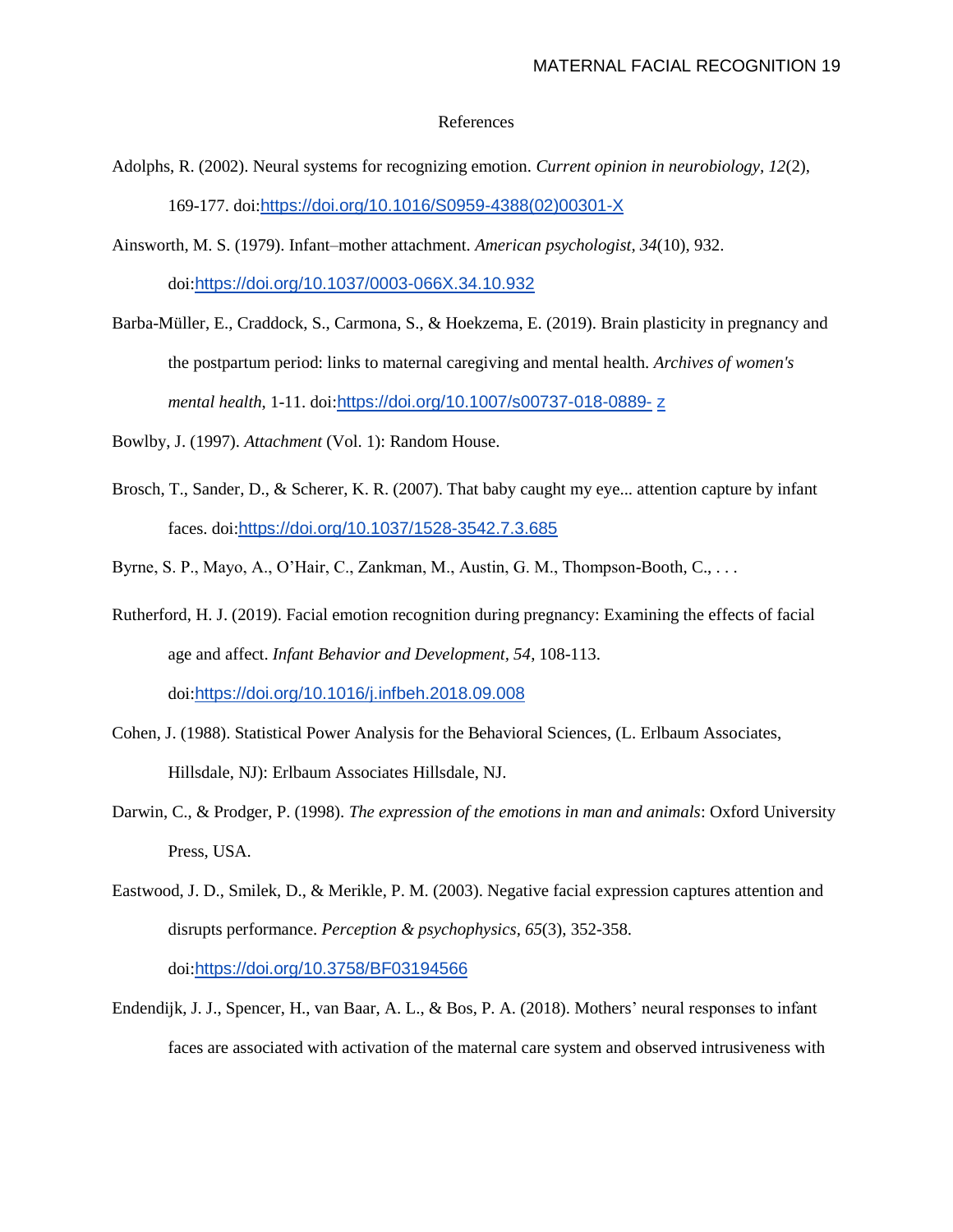References

Adolphs, R. (2002). Neural systems for recognizing emotion. *Current opinion in neurobiology, 12*(2), 169-177. doi:https://doi.org/10.1016/S0959-4388(02)00301-X

Ainsworth, M. S. (1979). Infant–mother attachment. *American psychologist, 34*(10), 932. doi:https://doi.org/10.1037/0003-066X.34.10.932

Barba-Müller, E., Craddock, S., Carmona, S., & Hoekzema, E. (2019). Brain plasticity in pregnancy and the postpartum period: links to maternal caregiving and mental health. *Archives of women's mental health*, 1-11. doi:https://doi.org/10.1007/s00737-018-0889- z

Bowlby, J. (1997). *Attachment* (Vol. 1): Random House.

Brosch, T., Sander, D., & Scherer, K. R. (2007). That baby caught my eye... attention capture by infant faces. doi:https://doi.org/10.1037/1528-3542.7.3.685

Byrne, S. P., Mayo, A., O'Hair, C., Zankman, M., Austin, G. M., Thompson-Booth, C., . . .

Rutherford, H. J. (2019). Facial emotion recognition during pregnancy: Examining the effects of facial age and affect. *Infant Behavior and Development, 54*, 108-113. doi:https://doi.org/10.1016/j.infbeh.2018.09.008

Cohen, J. (1988). Statistical Power Analysis for the Behavioral Sciences, (L. Erlbaum Associates, Hillsdale, NJ): Erlbaum Associates Hillsdale, NJ.

Darwin, C., & Prodger, P. (1998). *The expression of the emotions in man and animals*: Oxford University Press, USA.

Eastwood, J. D., Smilek, D., & Merikle, P. M. (2003). Negative facial expression captures attention and disrupts performance. *Perception & psychophysics, 65*(3), 352-358. doi:https://doi.org/10.3758/BF03194566

Endendijk, J. J., Spencer, H., van Baar, A. L., & Bos, P. A. (2018). Mothers' neural responses to infant faces are associated with activation of the maternal care system and observed intrusiveness with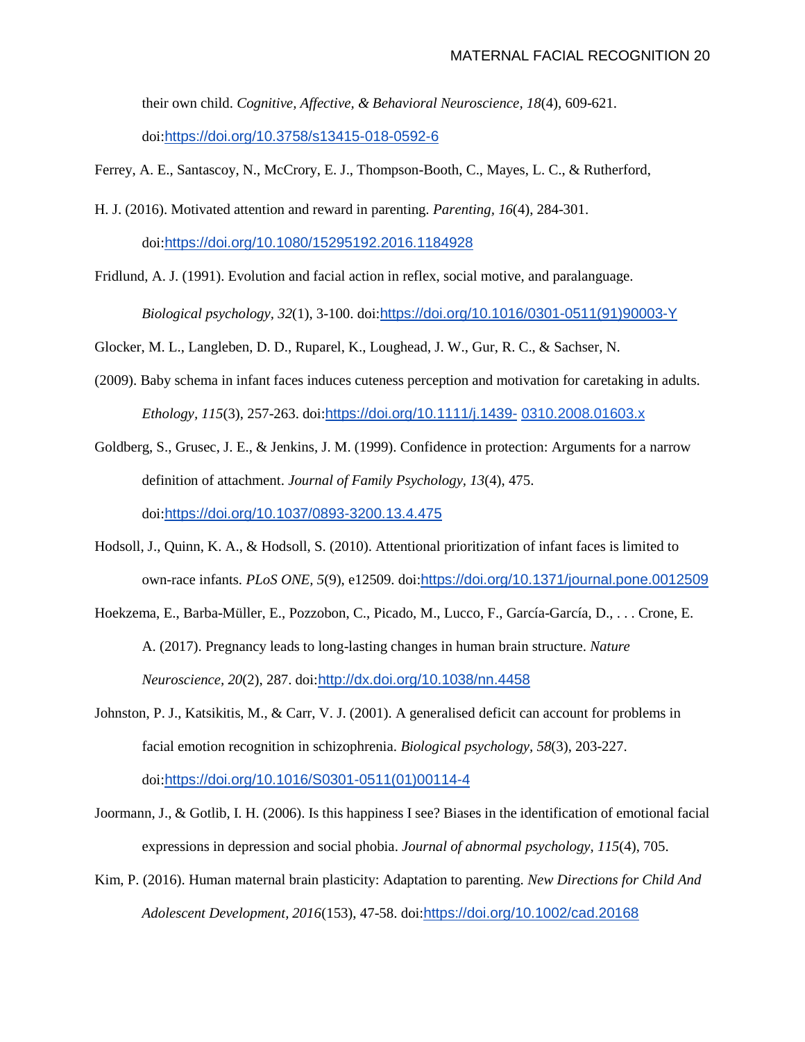their own child. *Cognitive, Affective, & Behavioral Neuroscience, 18*(4), 609-621. doi:https://doi.org/10.3758/s13415-018-0592-6

Ferrey, A. E., Santascoy, N., McCrory, E. J., Thompson-Booth, C., Mayes, L. C., & Rutherford, H. J. (2016). Motivated attention and reward in parenting. *Parenting, 16*(4), 284-301. doi:https://doi.org/10.1080/15295192.2016.1184928

Fridlund, A. J. (1991). Evolution and facial action in reflex, social motive, and paralanguage. *Biological psychology, 32*(1), 3-100. doi:https://doi.org/10.1016/0301-0511(91)90003-Y

Glocker, M. L., Langleben, D. D., Ruparel, K., Loughead, J. W., Gur, R. C., & Sachser, N. (2009). Baby schema in infant faces induces cuteness perception and motivation for caretaking in adults. *Ethology, 115*(3), 257-263. doi:https://doi.org/10.1111/j.1439- 0310.2008.01603.x

Goldberg, S., Grusec, J. E., & Jenkins, J. M. (1999). Confidence in protection: Arguments for a narrow definition of attachment. *Journal of Family Psychology, 13*(4), 475. doi:https://doi.org/10.1037/0893-3200.13.4.475

Hodsoll, J., Quinn, K. A., & Hodsoll, S. (2010). Attentional prioritization of infant faces is limited to own-race infants. *PLoS ONE, 5*(9), e12509. doi:https://doi.org/10.1371/journal.pone.0012509

Hoekzema, E., Barba-Müller, E., Pozzobon, C., Picado, M., Lucco, F., García-García, D., . . . Crone, E. A. (2017). Pregnancy leads to long-lasting changes in human brain structure. *Nature Neuroscience, 20*(2), 287. doi:http://dx.doi.org/10.1038/nn.4458

Johnston, P. J., Katsikitis, M., & Carr, V. J. (2001). A generalised deficit can account for problems in facial emotion recognition in schizophrenia. *Biological psychology, 58*(3), 203-227. doi:https://doi.org/10.1016/S0301-0511(01)00114-4

Joormann, J., & Gotlib, I. H. (2006). Is this happiness I see? Biases in the identification of emotional facial expressions in depression and social phobia. *Journal of abnormal psychology, 115*(4), 705.

Kim, P. (2016). Human maternal brain plasticity: Adaptation to parenting. *New Directions for Child And Adolescent Development, 2016*(153), 47-58. doi:https://doi.org/10.1002/cad.20168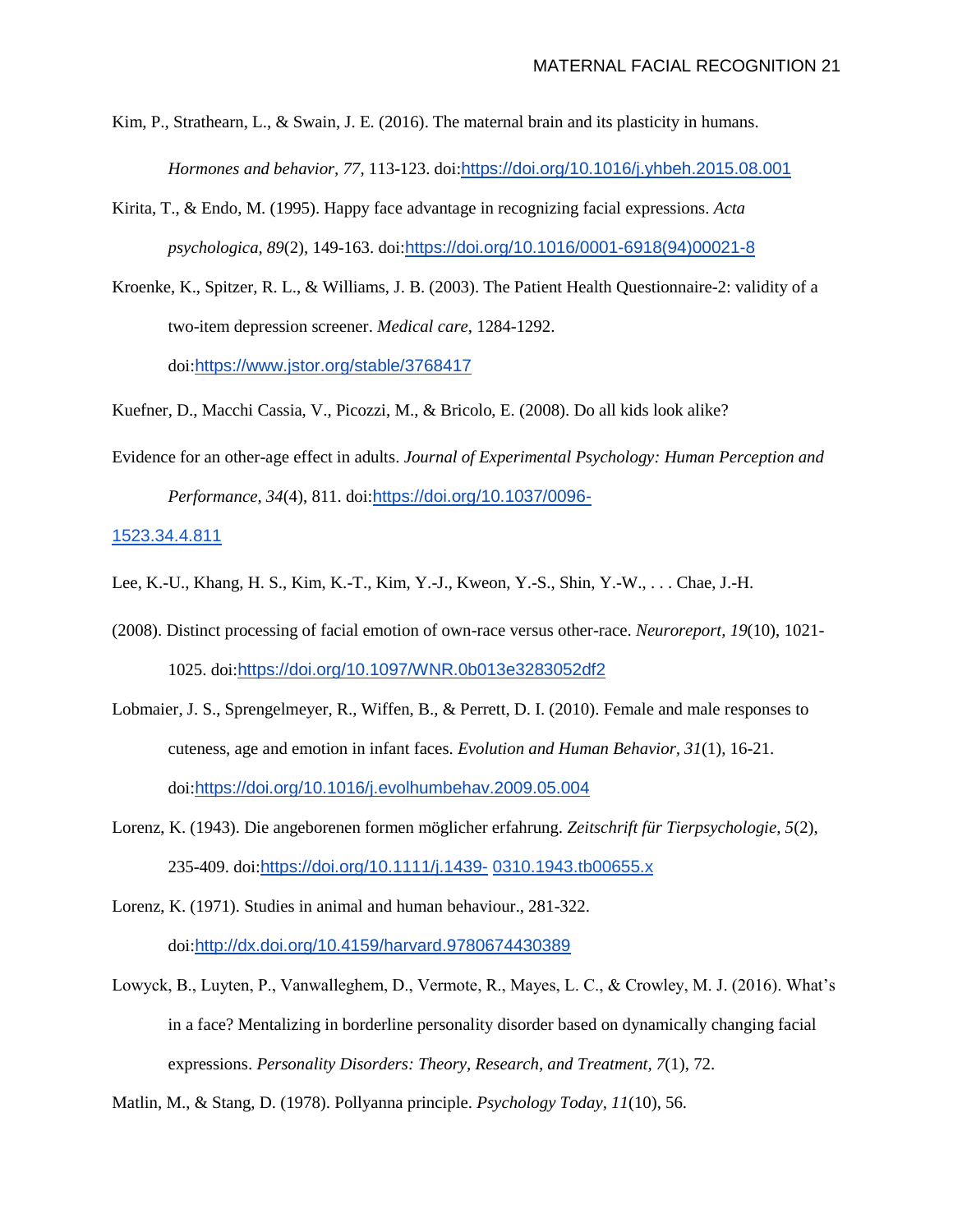Kim, P., Strathearn, L., & Swain, J. E. (2016). The maternal brain and its plasticity in humans. *Hormones and behavior, 77*, 113-123. doi:https://doi.org/10.1016/j.yhbeh.2015.08.001

Kirita, T., & Endo, M. (1995). Happy face advantage in recognizing facial expressions. *Acta psychologica, 89*(2), 149-163. doi:https://doi.org/10.1016/0001-6918(94)00021-8

Kroenke, K., Spitzer, R. L., & Williams, J. B. (2003). The Patient Health Questionnaire-2: validity of a two-item depression screener. *Medical care*, 1284-1292. doi:https://www.jstor.org/stable/3768417

Kuefner, D., Macchi Cassia, V., Picozzi, M., & Bricolo, E. (2008). Do all kids look alike? Evidence for an other-age effect in adults. *Journal of Experimental Psychology: Human Perception and Performance, 34*(4), 811. doi:https://doi.org/10.1037/0096-1523.34.4.811

Lee, K.-U., Khang, H. S., Kim, K.-T., Kim, Y.-J., Kweon, Y.-S., Shin, Y.-W., . . . Chae, J.-H. (2008). Distinct processing of facial emotion of own-race versus other-race. *Neuroreport, 19*(10), 1021-1025. doi:https://doi.org/10.1097/WNR.0b013e3283052df2

Lobmaier, J. S., Sprengelmeyer, R., Wiffen, B., & Perrett, D. I. (2010). Female and male responses to cuteness, age and emotion in infant faces. *Evolution and Human Behavior, 31*(1), 16-21. doi:https://doi.org/10.1016/j.evolhumbehav.2009.05.004

Lorenz, K. (1943). Die angeborenen formen möglicher erfahrung. *Zeitschrift für Tierpsychologie, 5*(2), 235-409. doi:https://doi.org/10.1111/j.1439- 0310.1943.tb00655.x

Lorenz, K. (1971). Studies in animal and human behaviour., 281-322. doi:http://dx.doi.org/10.4159/harvard.9780674430389

Lowyck, B., Luyten, P., Vanwalleghem, D., Vermote, R., Mayes, L. C., & Crowley, M. J. (2016). What's in a face? Mentalizing in borderline personality disorder based on dynamically changing facial expressions. *Personality Disorders: Theory, Research, and Treatment, 7*(1), 72.

Matlin, M., & Stang, D. (1978). Pollyanna principle. *Psychology Today, 11*(10), 56.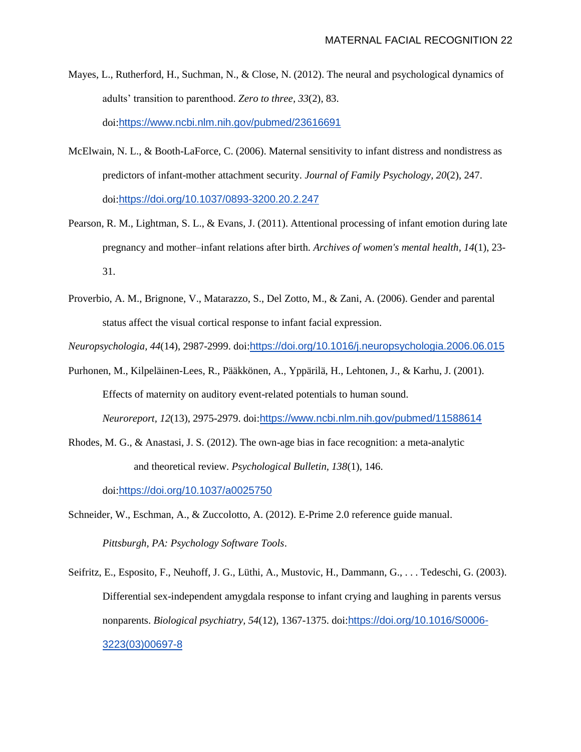Mayes, L., Rutherford, H., Suchman, N., & Close, N. (2012). The neural and psychological dynamics of adults' transition to parenthood. *Zero to three*, *33*(2), 83. doi:https://www.ncbi.nlm.nih.gov/pubmed/23616691

McElwain, N. L., & Booth-LaForce, C. (2006). Maternal sensitivity to infant distress and nondistress as predictors of infant-mother attachment security. *Journal of Family Psychology*, *20*(2), 247. doi:https://doi.org/10.1037/0893-3200.20.2.247

Pearson, R. M., Lightman, S. L., & Evans, J. (2011). Attentional processing of infant emotion during late pregnancy and mother–infant relations after birth. *Archives of women's mental health*, *14*(1), 23-31.

Proverbio, A. M., Brignone, V., Matarazzo, S., Del Zotto, M., & Zani, A. (2006). Gender and parental status affect the visual cortical response to infant facial expression. *Neuropsychologia*, *44*(14), 2987-2999. doi:https://doi.org/10.1016/j.neuropsychologia.2006.06.015

Purhonen, M., Kilpeläinen-Lees, R., Pääkkönen, A., Yppärilä, H., Lehtonen, J., & Karhu, J. (2001). Effects of maternity on auditory event-related potentials to human sound. *Neuroreport*, *12*(13), 2975-2979. doi:https://www.ncbi.nlm.nih.gov/pubmed/11588614

Rhodes, M. G., & Anastasi, J. S. (2012). The own-age bias in face recognition: a meta-analytic and theoretical review. *Psychological Bulletin*, *138*(1), 146. doi:https://doi.org/10.1037/a0025750

Schneider, W., Eschman, A., & Zuccolotto, A. (2012). E-Prime 2.0 reference guide manual. *Pittsburgh, PA: Psychology Software Tools*.

Seifritz, E., Esposito, F., Neuhoff, J. G., Lüthi, A., Mustovic, H., Dammann, G., . . . Tedeschi, G. (2003). Differential sex-independent amygdala response to infant crying and laughing in parents versus nonparents. *Biological psychiatry*, *54*(12), 1367-1375. doi:https://doi.org/10.1016/S0006-3223(03)00697-8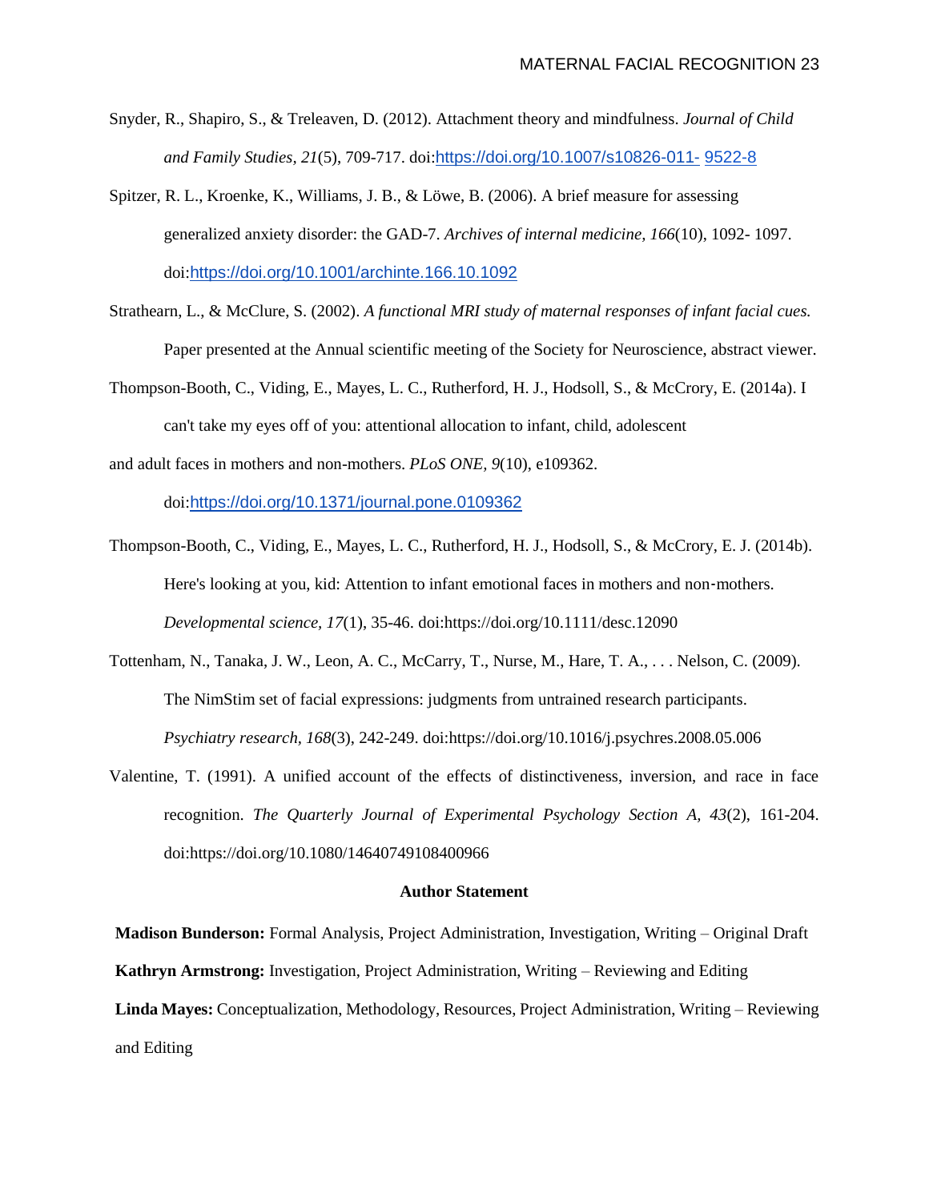Snyder, R., Shapiro, S., & Treleaven, D. (2012). Attachment theory and mindfulness. *Journal of Child and Family Studies, 21*(5), 709-717. doi:https://doi.org/10.1007/s10826-011- 9522-8

Spitzer, R. L., Kroenke, K., Williams, J. B., & Löwe, B. (2006). A brief measure for assessing generalized anxiety disorder: the GAD-7. *Archives of internal medicine, 166*(10), 1092- 1097. doi:https://doi.org/10.1001/archinte.166.10.1092

Strathearn, L., & McClure, S. (2002). *A functional MRI study of maternal responses of infant facial cues.* Paper presented at the Annual scientific meeting of the Society for Neuroscience, abstract viewer.

Thompson-Booth, C., Viding, E., Mayes, L. C., Rutherford, H. J., Hodsoll, S., & McCrory, E. (2014a). I can't take my eyes off of you: attentional allocation to infant, child, adolescent and adult faces in mothers and non-mothers. *PLoS ONE, 9*(10), e109362. doi:https://doi.org/10.1371/journal.pone.0109362

Thompson-Booth, C., Viding, E., Mayes, L. C., Rutherford, H. J., Hodsoll, S., & McCrory, E. J. (2014b). Here's looking at you, kid: Attention to infant emotional faces in mothers and non‐mothers. *Developmental science, 17*(1), 35-46. doi:https://doi.org/10.1111/desc.12090

Tottenham, N., Tanaka, J. W., Leon, A. C., McCarry, T., Nurse, M., Hare, T. A., . . . Nelson, C. (2009). The NimStim set of facial expressions: judgments from untrained research participants. *Psychiatry research, 168*(3), 242-249. doi:https://doi.org/10.1016/j.psychres.2008.05.006

Valentine, T. (1991). A unified account of the effects of distinctiveness, inversion, and race in face recognition. *The Quarterly Journal of Experimental Psychology Section A, 43*(2), 161-204. doi:https://doi.org/10.1080/14640749108400966

**Author Statement**

**Madison Bunderson:** Formal Analysis, Project Administration, Investigation, Writing – Original Draft

**Kathryn Armstrong:** Investigation, Project Administration, Writing – Reviewing and Editing

**Linda Mayes:** Conceptualization, Methodology, Resources, Project Administration, Writing – Reviewing and Editing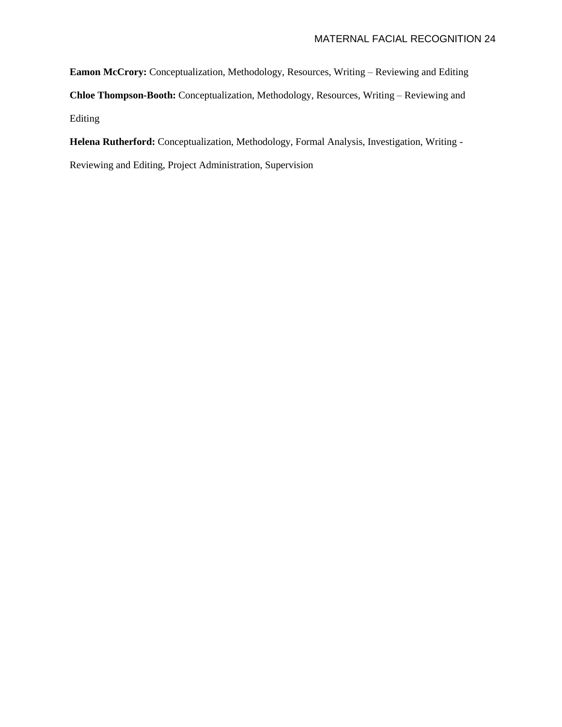**Eamon McCrory:** Conceptualization, Methodology, Resources, Writing – Reviewing and Editing

**Chloe Thompson-Booth:** Conceptualization, Methodology, Resources, Writing – Reviewing and Editing

**Helena Rutherford:** Conceptualization, Methodology, Formal Analysis, Investigation, Writing - Reviewing and Editing, Project Administration, Supervision